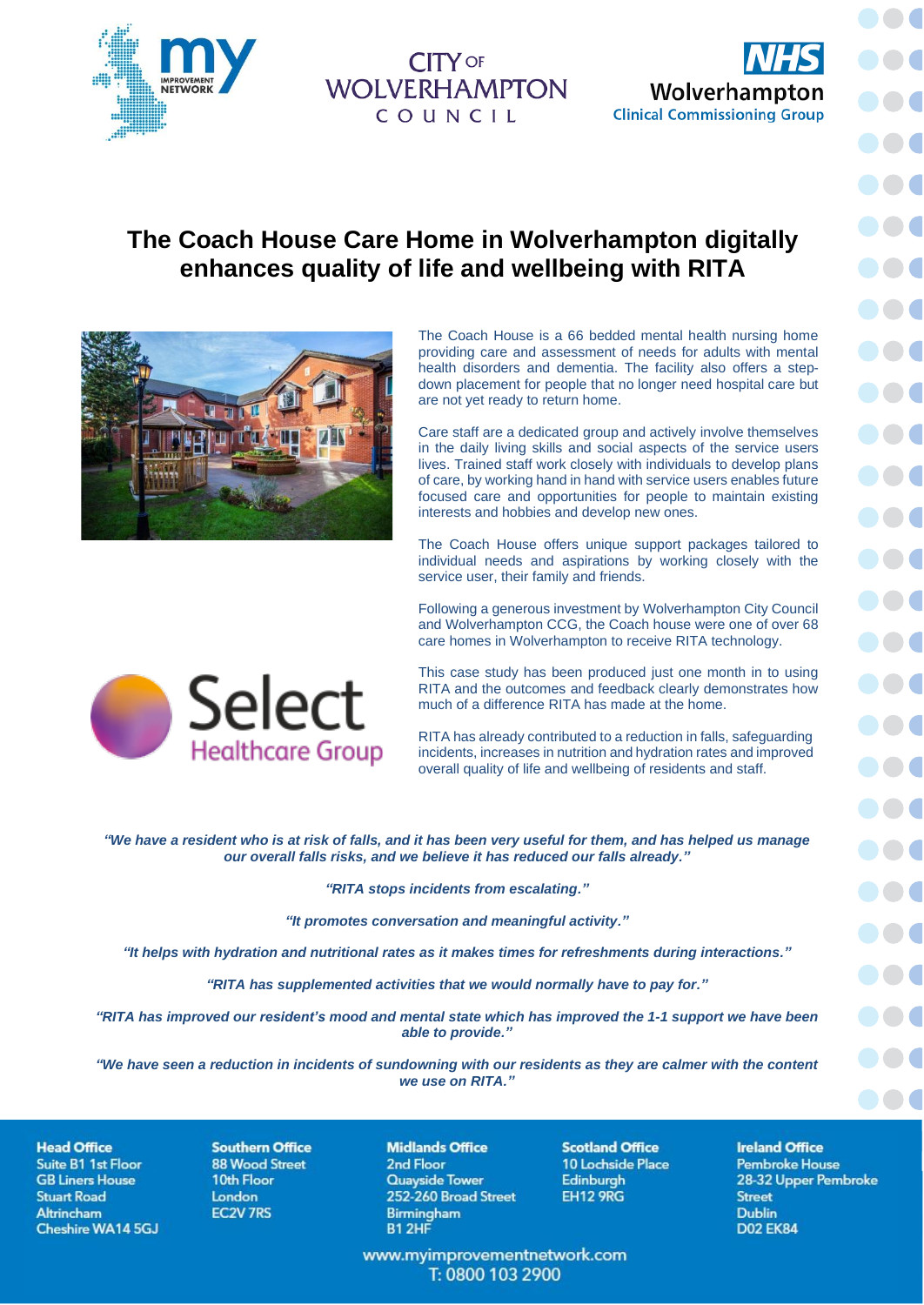# The Coach House Care Home in Wolverhampton digitally enhances quality of life and wellbeing with RITA

The Coach House is a 66 bedded mental health nursing home providing care and assessment of needs for adults with mental health disorders and dementia. The facility also offers a step-down placement for people that no longer need hospital care but are not yet ready to return home.

Care staff are a dedicated group and actively involve themselves in the daily living skills and social aspects of the service users lives. Trained staff work closely with individuals to develop plans of care, by working hand in hand with service users enables future focused care and opportunities for people to maintain existing interests and hobbies and develop new ones.

The Coach House offers unique support packages tailored to individual needs and aspirations by working closely with the service user, their family and friends.

Following a generous investment by Wolverhampton City Council and Wolverhampton CCG, the Coach house were one of over 68 care homes in Wolverhampton to receive RITA technology.

This case study has been produced just one month in to using RITA and the outcomes and feedback clearly demonstrates how much of a difference RITA has made at the home.

RITA has already contributed to a reduction in falls, safeguarding incidents, increases in nutrition and hydration rates and improved overall quality of life and wellbeing of residents and staff.

***"We have a resident who is at risk of falls, and it has been very useful for them, and has helped us manage our overall falls risks, and we believe it has reduced our falls already."***

***"RITA stops incidents from escalating."***

***"It promotes conversation and meaningful activity."***

***"It helps with hydration and nutritional rates as it makes times for refreshments during interactions."***

***"RITA has supplemented activities that we would normally have to pay for."***

***"RITA has improved our resident's mood and mental state which has improved the 1-1 support we have been able to provide."***

***"We have seen a reduction in incidents of sundowning with our residents as they are calmer with the content we use on RITA."***

**Head Office**
Suite B1 1st Floor
GB Liners House
Stuart Road
Altrincham
Cheshire WA14 5GJ

**Southern Office**
88 Wood Street
10th Floor
London
EC2V 7RS

**Midlands Office**
2nd Floor
Quayside Tower
252-260 Broad Street
Birmingham
B1 2HF

**Scotland Office**
10 Lochside Place
Edinburgh
EH12 9RG

**Ireland Office**
Pembroke House
28-32 Upper Pembroke Street
Dublin
D02 EK84

www.myimprovementnetwork.com
T: 0800 103 2900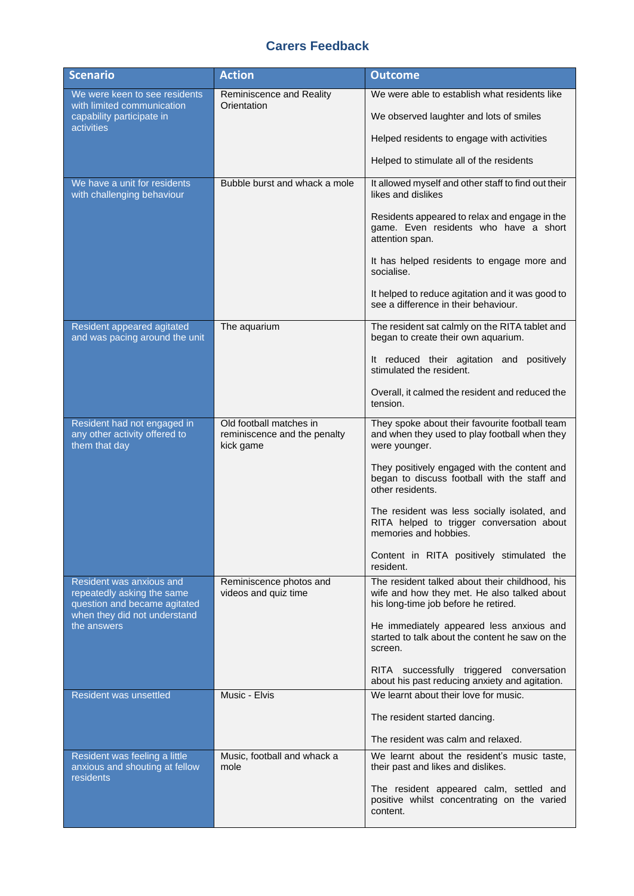## Carers Feedback

| Scenario | Action | Outcome |
|---|---|---|
| We were keen to see residents with limited communication capability participate in activities | Reminiscence and Reality Orientation | We were able to establish what residents like<br><br>We observed laughter and lots of smiles<br><br>Helped residents to engage with activities<br><br>Helped to stimulate all of the residents |
| We have a unit for residents with challenging behaviour | Bubble burst and whack a mole | It allowed myself and other staff to find out their likes and dislikes<br><br>Residents appeared to relax and engage in the game. Even residents who have a short attention span.<br><br>It has helped residents to engage more and socialise.<br><br>It helped to reduce agitation and it was good to see a difference in their behaviour. |
| Resident appeared agitated and was pacing around the unit | The aquarium | The resident sat calmly on the RITA tablet and began to create their own aquarium.<br><br>It reduced their agitation and positively stimulated the resident.<br><br>Overall, it calmed the resident and reduced the tension. |
| Resident had not engaged in any other activity offered to them that day | Old football matches in reminiscence and the penalty kick game | They spoke about their favourite football team and when they used to play football when they were younger.<br><br>They positively engaged with the content and began to discuss football with the staff and other residents.<br><br>The resident was less socially isolated, and RITA helped to trigger conversation about memories and hobbies.<br><br>Content in RITA positively stimulated the resident. |
| Resident was anxious and repeatedly asking the same question and became agitated when they did not understand the answers | Reminiscence photos and videos and quiz time | The resident talked about their childhood, his wife and how they met. He also talked about his long-time job before he retired.<br><br>He immediately appeared less anxious and started to talk about the content he saw on the screen.<br><br>RITA successfully triggered conversation about his past reducing anxiety and agitation. |
| Resident was unsettled | Music - Elvis | We learnt about their love for music.<br><br>The resident started dancing.<br><br>The resident was calm and relaxed. |
| Resident was feeling a little anxious and shouting at fellow residents | Music, football and whack a mole | We learnt about the resident's music taste, their past and likes and dislikes.<br><br>The resident appeared calm, settled and positive whilst concentrating on the varied content. |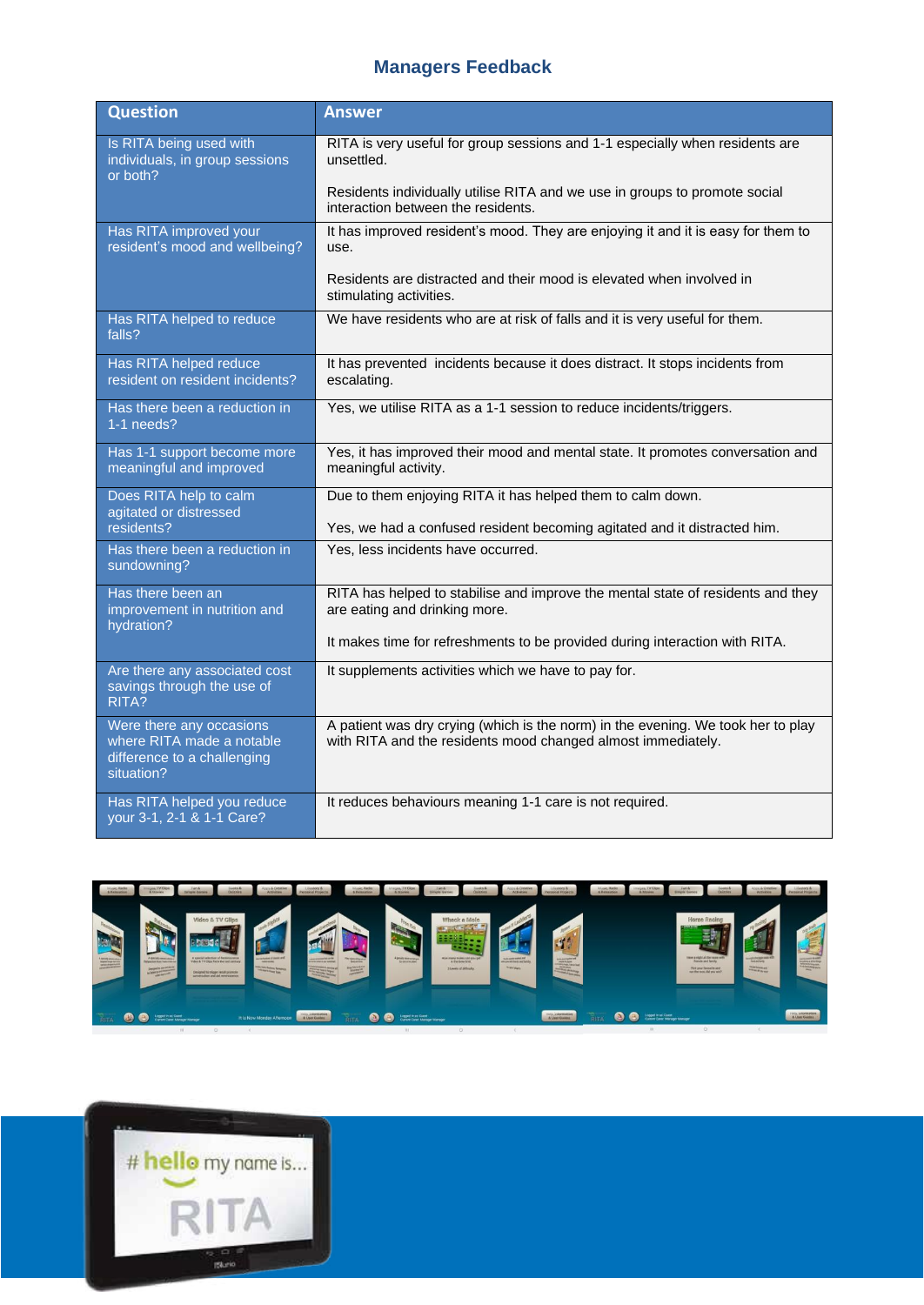## Managers Feedback

| Question | Answer |
| --- | --- |
| Is RITA being used with individuals, in group sessions or both? | RITA is very useful for group sessions and 1-1 especially when residents are unsettled.<br><br>Residents individually utilise RITA and we use in groups to promote social interaction between the residents. |
| Has RITA improved your resident's mood and wellbeing? | It has improved resident's mood. They are enjoying it and it is easy for them to use.<br><br>Residents are distracted and their mood is elevated when involved in stimulating activities. |
| Has RITA helped to reduce falls? | We have residents who are at risk of falls and it is very useful for them. |
| Has RITA helped reduce resident on resident incidents? | It has prevented incidents because it does distract. It stops incidents from escalating. |
| Has there been a reduction in 1-1 needs? | Yes, we utilise RITA as a 1-1 session to reduce incidents/triggers. |
| Has 1-1 support become more meaningful and improved | Yes, it has improved their mood and mental state. It promotes conversation and meaningful activity. |
| Does RITA help to calm agitated or distressed residents? | Due to them enjoying RITA it has helped them to calm down.<br><br>Yes, we had a confused resident becoming agitated and it distracted him. |
| Has there been a reduction in sundowning? | Yes, less incidents have occurred. |
| Has there been an improvement in nutrition and hydration? | RITA has helped to stabilise and improve the mental state of residents and they are eating and drinking more.<br><br>It makes time for refreshments to be provided during interaction with RITA. |
| Are there any associated cost savings through the use of RITA? | It supplements activities which we have to pay for. |
| Were there any occasions where RITA made a notable difference to a challenging situation? | A patient was dry crying (which is the norm) in the evening. We took her to play with RITA and the residents mood changed almost immediately. |
| Has RITA helped you reduce your 3-1, 2-1 & 1-1 Care? | It reduces behaviours meaning 1-1 care is not required. |